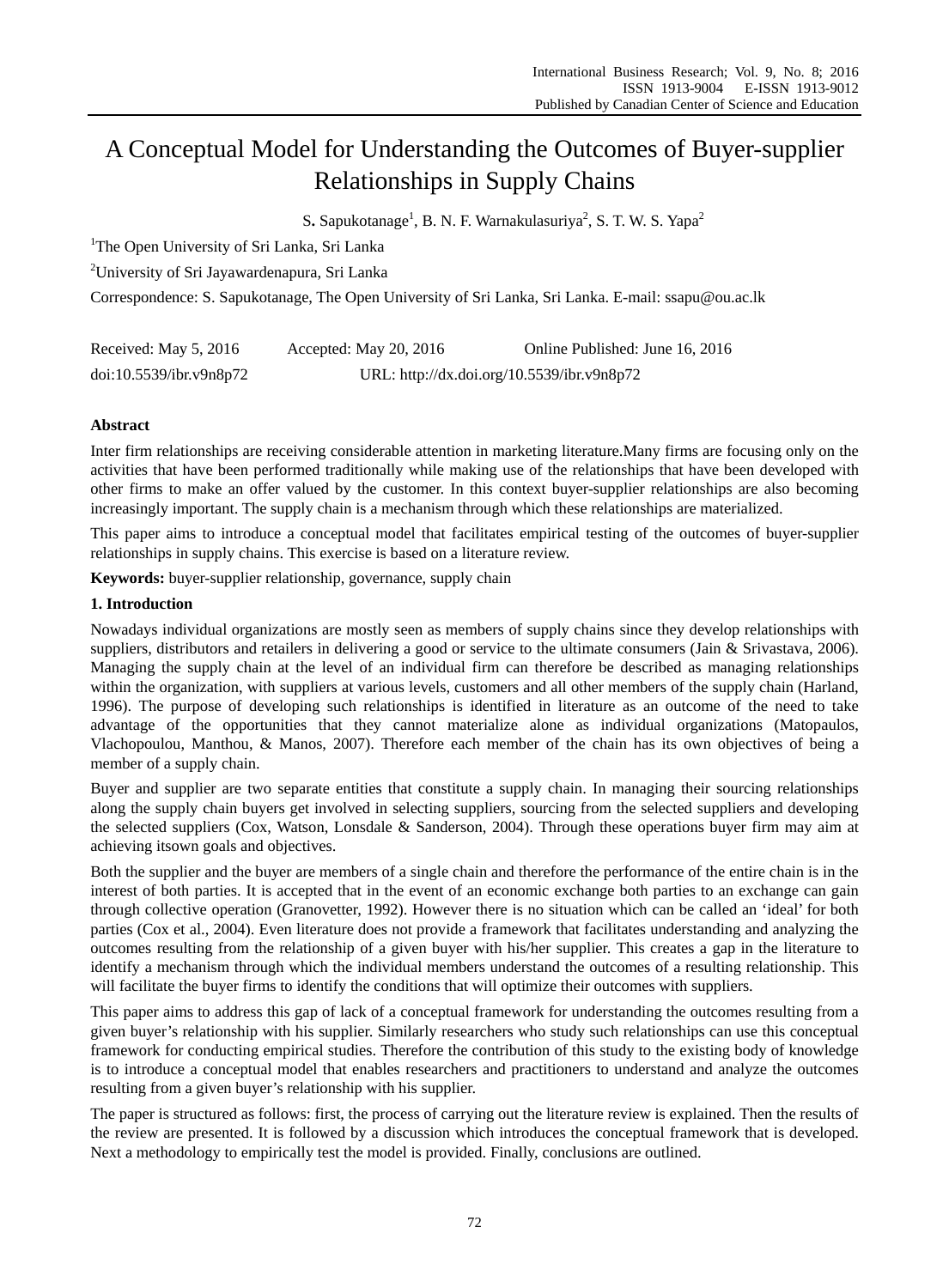# A Conceptual Model for Understanding the Outcomes of Buyer-supplier Relationships in Supply Chains

S. Sapukotanage[1], B. N. F. Warnakulasuriya[2], S. T. W. S. Yapa[2]

[1]The Open University of Sri Lanka, Sri Lanka

[2]University of Sri Jayawardenapura, Sri Lanka

Correspondence: S. Sapukotanage, The Open University of Sri Lanka, Sri Lanka. E-mail: ssapu@ou.ac.lk

Received: May 5, 2016 Accepted: May 20, 2016 Online Published: June 16, 2016

doi:10.5539/ibr.v9n8p72 URL: http://dx.doi.org/10.5539/ibr.v9n8p72

**Abstract**

Inter firm relationships are receiving considerable attention in marketing literature.Many firms are focusing only on the activities that have been performed traditionally while making use of the relationships that have been developed with other firms to make an offer valued by the customer. In this context buyer-supplier relationships are also becoming increasingly important. The supply chain is a mechanism through which these relationships are materialized.

This paper aims to introduce a conceptual model that facilitates empirical testing of the outcomes of buyer-supplier relationships in supply chains. This exercise is based on a literature review.

**Keywords:** buyer-supplier relationship, governance, supply chain

## 1. Introduction

Nowadays individual organizations are mostly seen as members of supply chains since they develop relationships with suppliers, distributors and retailers in delivering a good or service to the ultimate consumers (Jain & Srivastava, 2006). Managing the supply chain at the level of an individual firm can therefore be described as managing relationships within the organization, with suppliers at various levels, customers and all other members of the supply chain (Harland, 1996). The purpose of developing such relationships is identified in literature as an outcome of the need to take advantage of the opportunities that they cannot materialize alone as individual organizations (Matopaulos, Vlachopoulou, Manthou, & Manos, 2007). Therefore each member of the chain has its own objectives of being a member of a supply chain.

Buyer and supplier are two separate entities that constitute a supply chain. In managing their sourcing relationships along the supply chain buyers get involved in selecting suppliers, sourcing from the selected suppliers and developing the selected suppliers (Cox, Watson, Lonsdale & Sanderson, 2004). Through these operations buyer firm may aim at achieving itsown goals and objectives.

Both the supplier and the buyer are members of a single chain and therefore the performance of the entire chain is in the interest of both parties. It is accepted that in the event of an economic exchange both parties to an exchange can gain through collective operation (Granovetter, 1992). However there is no situation which can be called an 'ideal' for both parties (Cox et al., 2004). Even literature does not provide a framework that facilitates understanding and analyzing the outcomes resulting from the relationship of a given buyer with his/her supplier. This creates a gap in the literature to identify a mechanism through which the individual members understand the outcomes of a resulting relationship. This will facilitate the buyer firms to identify the conditions that will optimize their outcomes with suppliers.

This paper aims to address this gap of lack of a conceptual framework for understanding the outcomes resulting from a given buyer's relationship with his supplier. Similarly researchers who study such relationships can use this conceptual framework for conducting empirical studies. Therefore the contribution of this study to the existing body of knowledge is to introduce a conceptual model that enables researchers and practitioners to understand and analyze the outcomes resulting from a given buyer's relationship with his supplier.

The paper is structured as follows: first, the process of carrying out the literature review is explained. Then the results of the review are presented. It is followed by a discussion which introduces the conceptual framework that is developed. Next a methodology to empirically test the model is provided. Finally, conclusions are outlined.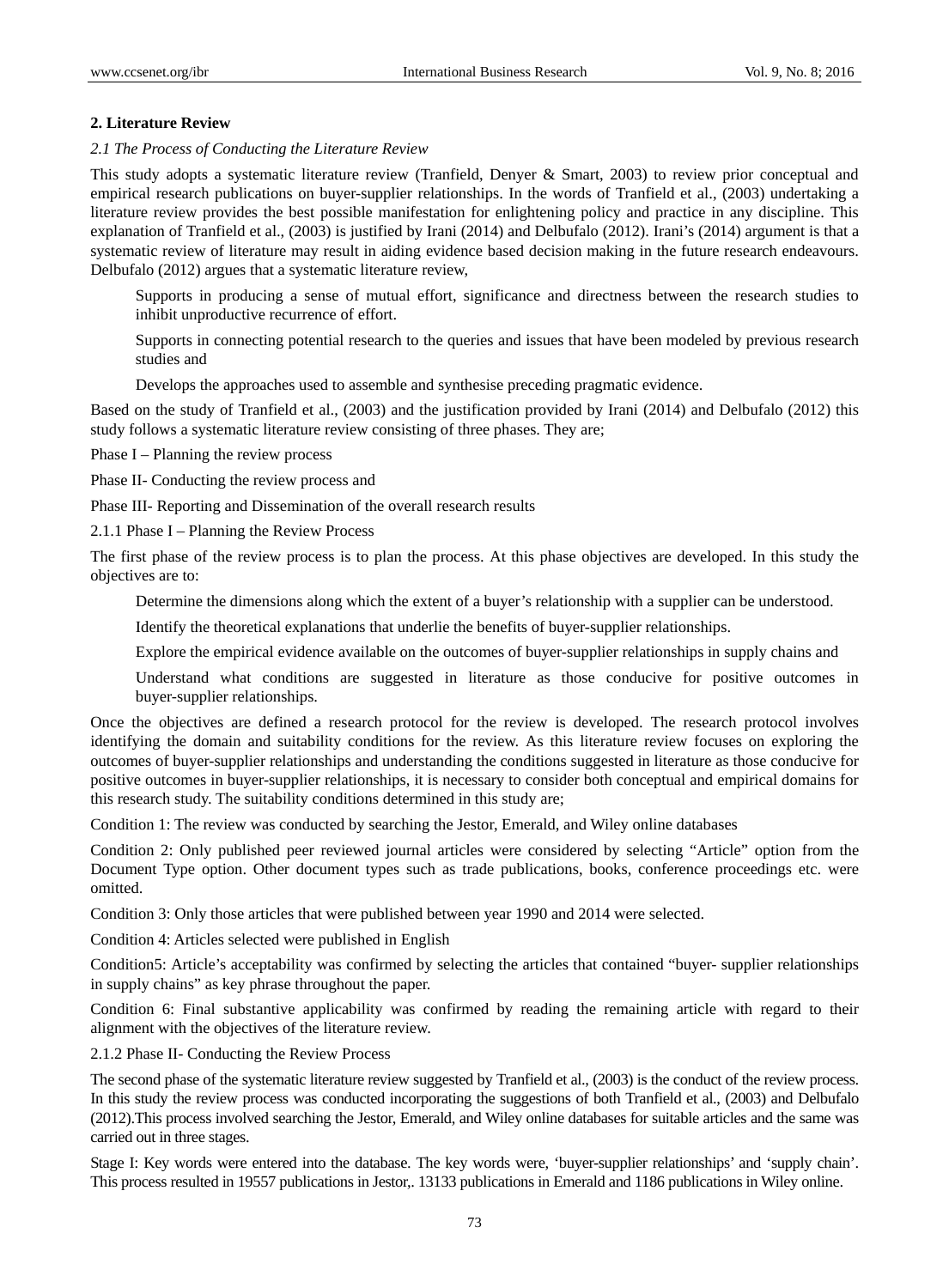## 2. Literature Review

### *2.1 The Process of Conducting the Literature Review*

This study adopts a systematic literature review (Tranfield, Denyer & Smart, 2003) to review prior conceptual and empirical research publications on buyer-supplier relationships. In the words of Tranfield et al., (2003) undertaking a literature review provides the best possible manifestation for enlightening policy and practice in any discipline. This explanation of Tranfield et al., (2003) is justified by Irani (2014) and Delbufalo (2012). Irani's (2014) argument is that a systematic review of literature may result in aiding evidence based decision making in the future research endeavours. Delbufalo (2012) argues that a systematic literature review,

Supports in producing a sense of mutual effort, significance and directness between the research studies to inhibit unproductive recurrence of effort.

Supports in connecting potential research to the queries and issues that have been modeled by previous research studies and

Develops the approaches used to assemble and synthesise preceding pragmatic evidence.

Based on the study of Tranfield et al., (2003) and the justification provided by Irani (2014) and Delbufalo (2012) this study follows a systematic literature review consisting of three phases. They are;

Phase I – Planning the review process

Phase II- Conducting the review process and

Phase III- Reporting and Dissemination of the overall research results

#### 2.1.1 Phase I – Planning the Review Process

The first phase of the review process is to plan the process. At this phase objectives are developed. In this study the objectives are to:

Determine the dimensions along which the extent of a buyer's relationship with a supplier can be understood.

Identify the theoretical explanations that underlie the benefits of buyer-supplier relationships.

Explore the empirical evidence available on the outcomes of buyer-supplier relationships in supply chains and

Understand what conditions are suggested in literature as those conducive for positive outcomes in buyer-supplier relationships.

Once the objectives are defined a research protocol for the review is developed. The research protocol involves identifying the domain and suitability conditions for the review. As this literature review focuses on exploring the outcomes of buyer-supplier relationships and understanding the conditions suggested in literature as those conducive for positive outcomes in buyer-supplier relationships, it is necessary to consider both conceptual and empirical domains for this research study. The suitability conditions determined in this study are;

Condition 1: The review was conducted by searching the Jestor, Emerald, and Wiley online databases

Condition 2: Only published peer reviewed journal articles were considered by selecting "Article" option from the Document Type option. Other document types such as trade publications, books, conference proceedings etc. were omitted.

Condition 3: Only those articles that were published between year 1990 and 2014 were selected.

Condition 4: Articles selected were published in English

Condition5: Article's acceptability was confirmed by selecting the articles that contained "buyer- supplier relationships in supply chains" as key phrase throughout the paper.

Condition 6: Final substantive applicability was confirmed by reading the remaining article with regard to their alignment with the objectives of the literature review.

#### 2.1.2 Phase II- Conducting the Review Process

The second phase of the systematic literature review suggested by Tranfield et al., (2003) is the conduct of the review process. In this study the review process was conducted incorporating the suggestions of both Tranfield et al., (2003) and Delbufalo (2012).This process involved searching the Jestor, Emerald, and Wiley online databases for suitable articles and the same was carried out in three stages.

Stage I: Key words were entered into the database. The key words were, 'buyer-supplier relationships' and 'supply chain'. This process resulted in 19557 publications in Jestor,. 13133 publications in Emerald and 1186 publications in Wiley online.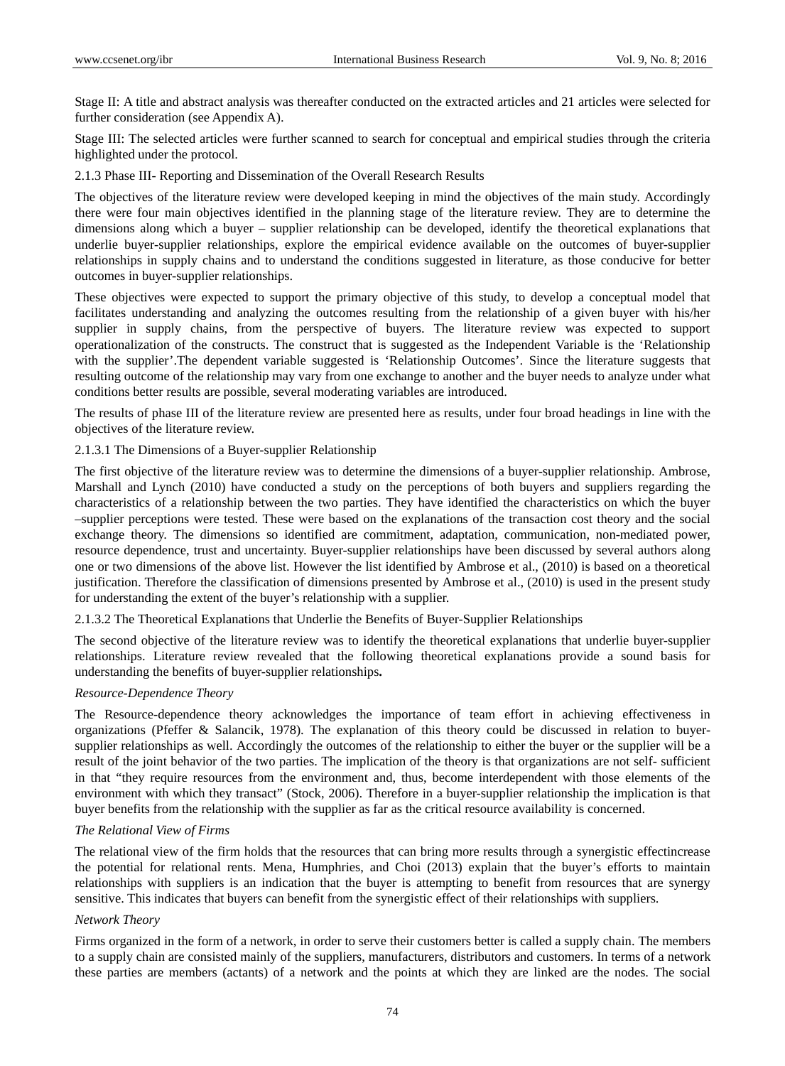Stage II: A title and abstract analysis was thereafter conducted on the extracted articles and 21 articles were selected for further consideration (see Appendix A).

Stage III: The selected articles were further scanned to search for conceptual and empirical studies through the criteria highlighted under the protocol.

#### 2.1.3 Phase III- Reporting and Dissemination of the Overall Research Results

The objectives of the literature review were developed keeping in mind the objectives of the main study. Accordingly there were four main objectives identified in the planning stage of the literature review. They are to determine the dimensions along which a buyer – supplier relationship can be developed, identify the theoretical explanations that underlie buyer-supplier relationships, explore the empirical evidence available on the outcomes of buyer-supplier relationships in supply chains and to understand the conditions suggested in literature, as those conducive for better outcomes in buyer-supplier relationships.

These objectives were expected to support the primary objective of this study, to develop a conceptual model that facilitates understanding and analyzing the outcomes resulting from the relationship of a given buyer with his/her supplier in supply chains, from the perspective of buyers. The literature review was expected to support operationalization of the constructs. The construct that is suggested as the Independent Variable is the 'Relationship with the supplier'.The dependent variable suggested is 'Relationship Outcomes'. Since the literature suggests that resulting outcome of the relationship may vary from one exchange to another and the buyer needs to analyze under what conditions better results are possible, several moderating variables are introduced.

The results of phase III of the literature review are presented here as results, under four broad headings in line with the objectives of the literature review.

##### 2.1.3.1 The Dimensions of a Buyer-supplier Relationship

The first objective of the literature review was to determine the dimensions of a buyer-supplier relationship. Ambrose, Marshall and Lynch (2010) have conducted a study on the perceptions of both buyers and suppliers regarding the characteristics of a relationship between the two parties. They have identified the characteristics on which the buyer –supplier perceptions were tested. These were based on the explanations of the transaction cost theory and the social exchange theory. The dimensions so identified are commitment, adaptation, communication, non-mediated power, resource dependence, trust and uncertainty. Buyer-supplier relationships have been discussed by several authors along one or two dimensions of the above list. However the list identified by Ambrose et al., (2010) is based on a theoretical justification. Therefore the classification of dimensions presented by Ambrose et al., (2010) is used in the present study for understanding the extent of the buyer's relationship with a supplier.

##### 2.1.3.2 The Theoretical Explanations that Underlie the Benefits of Buyer-Supplier Relationships

The second objective of the literature review was to identify the theoretical explanations that underlie buyer-supplier relationships. Literature review revealed that the following theoretical explanations provide a sound basis for understanding the benefits of buyer-supplier relationships**.**

*Resource-Dependence Theory*

The Resource-dependence theory acknowledges the importance of team effort in achieving effectiveness in organizations (Pfeffer & Salancik, 1978). The explanation of this theory could be discussed in relation to buyer-supplier relationships as well. Accordingly the outcomes of the relationship to either the buyer or the supplier will be a result of the joint behavior of the two parties. The implication of the theory is that organizations are not self- sufficient in that "they require resources from the environment and, thus, become interdependent with those elements of the environment with which they transact" (Stock, 2006). Therefore in a buyer-supplier relationship the implication is that buyer benefits from the relationship with the supplier as far as the critical resource availability is concerned.

*The Relational View of Firms*

The relational view of the firm holds that the resources that can bring more results through a synergistic effectincrease the potential for relational rents. Mena, Humphries, and Choi (2013) explain that the buyer's efforts to maintain relationships with suppliers is an indication that the buyer is attempting to benefit from resources that are synergy sensitive. This indicates that buyers can benefit from the synergistic effect of their relationships with suppliers.

*Network Theory*

Firms organized in the form of a network, in order to serve their customers better is called a supply chain. The members to a supply chain are consisted mainly of the suppliers, manufacturers, distributors and customers. In terms of a network these parties are members (actants) of a network and the points at which they are linked are the nodes. The social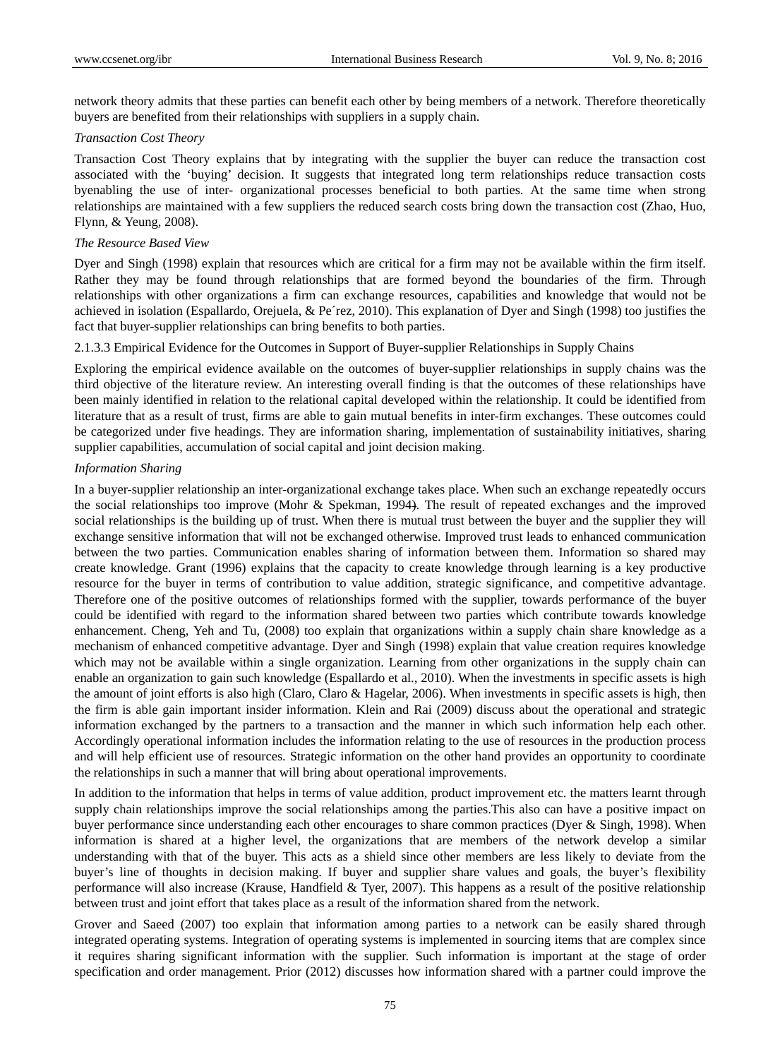network theory admits that these parties can benefit each other by being members of a network. Therefore theoretically buyers are benefited from their relationships with suppliers in a supply chain.

*Transaction Cost Theory*

Transaction Cost Theory explains that by integrating with the supplier the buyer can reduce the transaction cost associated with the 'buying' decision. It suggests that integrated long term relationships reduce transaction costs byenabling the use of inter- organizational processes beneficial to both parties. At the same time when strong relationships are maintained with a few suppliers the reduced search costs bring down the transaction cost (Zhao, Huo, Flynn, & Yeung, 2008).

*The Resource Based View*

Dyer and Singh (1998) explain that resources which are critical for a firm may not be available within the firm itself. Rather they may be found through relationships that are formed beyond the boundaries of the firm. Through relationships with other organizations a firm can exchange resources, capabilities and knowledge that would not be achieved in isolation (Espallardo, Orejuela, & Pe´rez, 2010). This explanation of Dyer and Singh (1998) too justifies the fact that buyer-supplier relationships can bring benefits to both parties.

2.1.3.3 Empirical Evidence for the Outcomes in Support of Buyer-supplier Relationships in Supply Chains

Exploring the empirical evidence available on the outcomes of buyer-supplier relationships in supply chains was the third objective of the literature review. An interesting overall finding is that the outcomes of these relationships have been mainly identified in relation to the relational capital developed within the relationship. It could be identified from literature that as a result of trust, firms are able to gain mutual benefits in inter-firm exchanges. These outcomes could be categorized under five headings. They are information sharing, implementation of sustainability initiatives, sharing supplier capabilities, accumulation of social capital and joint decision making.

*Information Sharing*

In a buyer-supplier relationship an inter-organizational exchange takes place. When such an exchange repeatedly occurs the social relationships too improve (Mohr & Spekman, 1994). The result of repeated exchanges and the improved social relationships is the building up of trust. When there is mutual trust between the buyer and the supplier they will exchange sensitive information that will not be exchanged otherwise. Improved trust leads to enhanced communication between the two parties. Communication enables sharing of information between them. Information so shared may create knowledge. Grant (1996) explains that the capacity to create knowledge through learning is a key productive resource for the buyer in terms of contribution to value addition, strategic significance, and competitive advantage. Therefore one of the positive outcomes of relationships formed with the supplier, towards performance of the buyer could be identified with regard to the information shared between two parties which contribute towards knowledge enhancement. Cheng, Yeh and Tu, (2008) too explain that organizations within a supply chain share knowledge as a mechanism of enhanced competitive advantage. Dyer and Singh (1998) explain that value creation requires knowledge which may not be available within a single organization. Learning from other organizations in the supply chain can enable an organization to gain such knowledge (Espallardo et al., 2010). When the investments in specific assets is high the amount of joint efforts is also high (Claro, Claro & Hagelar, 2006). When investments in specific assets is high, then the firm is able gain important insider information. Klein and Rai (2009) discuss about the operational and strategic information exchanged by the partners to a transaction and the manner in which such information help each other. Accordingly operational information includes the information relating to the use of resources in the production process and will help efficient use of resources. Strategic information on the other hand provides an opportunity to coordinate the relationships in such a manner that will bring about operational improvements.

In addition to the information that helps in terms of value addition, product improvement etc. the matters learnt through supply chain relationships improve the social relationships among the parties.This also can have a positive impact on buyer performance since understanding each other encourages to share common practices (Dyer & Singh, 1998). When information is shared at a higher level, the organizations that are members of the network develop a similar understanding with that of the buyer. This acts as a shield since other members are less likely to deviate from the buyer's line of thoughts in decision making. If buyer and supplier share values and goals, the buyer's flexibility performance will also increase (Krause, Handfield & Tyer, 2007). This happens as a result of the positive relationship between trust and joint effort that takes place as a result of the information shared from the network.

Grover and Saeed (2007) too explain that information among parties to a network can be easily shared through integrated operating systems. Integration of operating systems is implemented in sourcing items that are complex since it requires sharing significant information with the supplier. Such information is important at the stage of order specification and order management. Prior (2012) discusses how information shared with a partner could improve the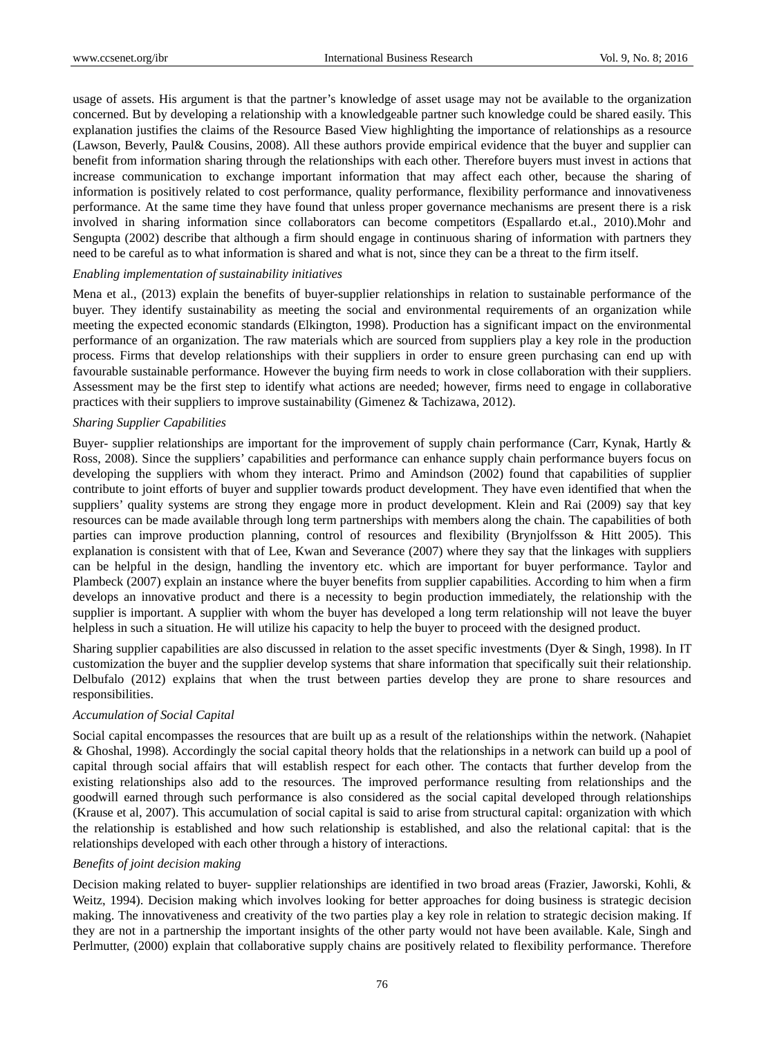usage of assets. His argument is that the partner's knowledge of asset usage may not be available to the organization concerned. But by developing a relationship with a knowledgeable partner such knowledge could be shared easily. This explanation justifies the claims of the Resource Based View highlighting the importance of relationships as a resource (Lawson, Beverly, Paul& Cousins, 2008). All these authors provide empirical evidence that the buyer and supplier can benefit from information sharing through the relationships with each other. Therefore buyers must invest in actions that increase communication to exchange important information that may affect each other, because the sharing of information is positively related to cost performance, quality performance, flexibility performance and innovativeness performance. At the same time they have found that unless proper governance mechanisms are present there is a risk involved in sharing information since collaborators can become competitors (Espallardo et.al., 2010).Mohr and Sengupta (2002) describe that although a firm should engage in continuous sharing of information with partners they need to be careful as to what information is shared and what is not, since they can be a threat to the firm itself.

*Enabling implementation of sustainability initiatives*

Mena et al., (2013) explain the benefits of buyer-supplier relationships in relation to sustainable performance of the buyer. They identify sustainability as meeting the social and environmental requirements of an organization while meeting the expected economic standards (Elkington, 1998). Production has a significant impact on the environmental performance of an organization. The raw materials which are sourced from suppliers play a key role in the production process. Firms that develop relationships with their suppliers in order to ensure green purchasing can end up with favourable sustainable performance. However the buying firm needs to work in close collaboration with their suppliers. Assessment may be the first step to identify what actions are needed; however, firms need to engage in collaborative practices with their suppliers to improve sustainability (Gimenez & Tachizawa, 2012).

*Sharing Supplier Capabilities*

Buyer- supplier relationships are important for the improvement of supply chain performance (Carr, Kynak, Hartly & Ross, 2008). Since the suppliers' capabilities and performance can enhance supply chain performance buyers focus on developing the suppliers with whom they interact. Primo and Amindson (2002) found that capabilities of supplier contribute to joint efforts of buyer and supplier towards product development. They have even identified that when the suppliers' quality systems are strong they engage more in product development. Klein and Rai (2009) say that key resources can be made available through long term partnerships with members along the chain. The capabilities of both parties can improve production planning, control of resources and flexibility (Brynjolfsson & Hitt 2005). This explanation is consistent with that of Lee, Kwan and Severance (2007) where they say that the linkages with suppliers can be helpful in the design, handling the inventory etc. which are important for buyer performance. Taylor and Plambeck (2007) explain an instance where the buyer benefits from supplier capabilities. According to him when a firm develops an innovative product and there is a necessity to begin production immediately, the relationship with the supplier is important. A supplier with whom the buyer has developed a long term relationship will not leave the buyer helpless in such a situation. He will utilize his capacity to help the buyer to proceed with the designed product.

Sharing supplier capabilities are also discussed in relation to the asset specific investments (Dyer & Singh, 1998). In IT customization the buyer and the supplier develop systems that share information that specifically suit their relationship. Delbufalo (2012) explains that when the trust between parties develop they are prone to share resources and responsibilities.

*Accumulation of Social Capital*

Social capital encompasses the resources that are built up as a result of the relationships within the network. (Nahapiet & Ghoshal, 1998). Accordingly the social capital theory holds that the relationships in a network can build up a pool of capital through social affairs that will establish respect for each other. The contacts that further develop from the existing relationships also add to the resources. The improved performance resulting from relationships and the goodwill earned through such performance is also considered as the social capital developed through relationships (Krause et al, 2007). This accumulation of social capital is said to arise from structural capital: organization with which the relationship is established and how such relationship is established, and also the relational capital: that is the relationships developed with each other through a history of interactions.

*Benefits of joint decision making*

Decision making related to buyer- supplier relationships are identified in two broad areas (Frazier, Jaworski, Kohli, & Weitz, 1994). Decision making which involves looking for better approaches for doing business is strategic decision making. The innovativeness and creativity of the two parties play a key role in relation to strategic decision making. If they are not in a partnership the important insights of the other party would not have been available. Kale, Singh and Perlmutter, (2000) explain that collaborative supply chains are positively related to flexibility performance. Therefore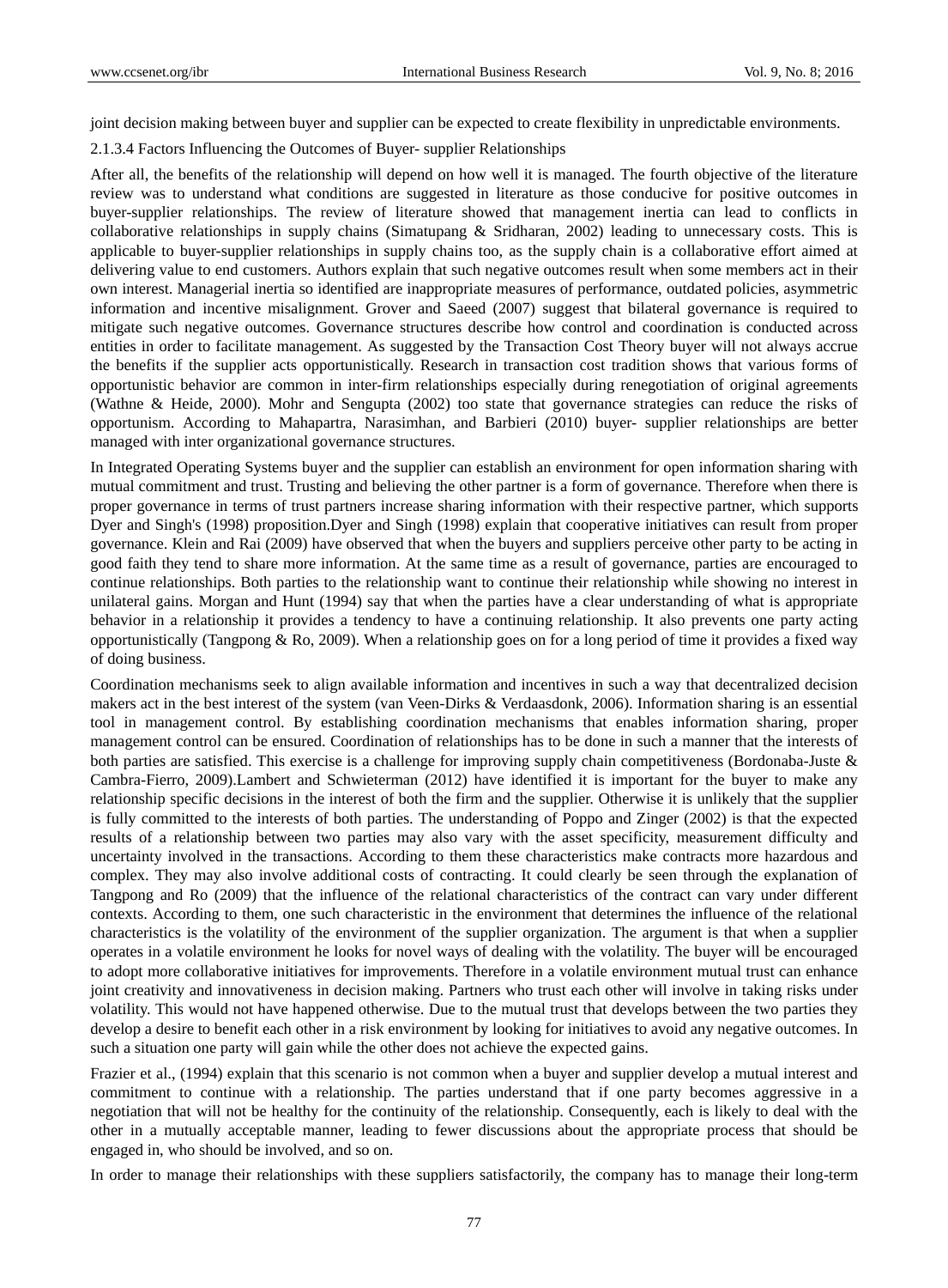joint decision making between buyer and supplier can be expected to create flexibility in unpredictable environments.

#### 2.1.3.4 Factors Influencing the Outcomes of Buyer- supplier Relationships

After all, the benefits of the relationship will depend on how well it is managed. The fourth objective of the literature review was to understand what conditions are suggested in literature as those conducive for positive outcomes in buyer-supplier relationships. The review of literature showed that management inertia can lead to conflicts in collaborative relationships in supply chains (Simatupang & Sridharan, 2002) leading to unnecessary costs. This is applicable to buyer-supplier relationships in supply chains too, as the supply chain is a collaborative effort aimed at delivering value to end customers. Authors explain that such negative outcomes result when some members act in their own interest. Managerial inertia so identified are inappropriate measures of performance, outdated policies, asymmetric information and incentive misalignment. Grover and Saeed (2007) suggest that bilateral governance is required to mitigate such negative outcomes. Governance structures describe how control and coordination is conducted across entities in order to facilitate management. As suggested by the Transaction Cost Theory buyer will not always accrue the benefits if the supplier acts opportunistically. Research in transaction cost tradition shows that various forms of opportunistic behavior are common in inter-firm relationships especially during renegotiation of original agreements (Wathne & Heide, 2000). Mohr and Sengupta (2002) too state that governance strategies can reduce the risks of opportunism. According to Mahapartra, Narasimhan, and Barbieri (2010) buyer- supplier relationships are better managed with inter organizational governance structures.

In Integrated Operating Systems buyer and the supplier can establish an environment for open information sharing with mutual commitment and trust. Trusting and believing the other partner is a form of governance. Therefore when there is proper governance in terms of trust partners increase sharing information with their respective partner, which supports Dyer and Singh's (1998) proposition.Dyer and Singh (1998) explain that cooperative initiatives can result from proper governance. Klein and Rai (2009) have observed that when the buyers and suppliers perceive other party to be acting in good faith they tend to share more information. At the same time as a result of governance, parties are encouraged to continue relationships. Both parties to the relationship want to continue their relationship while showing no interest in unilateral gains. Morgan and Hunt (1994) say that when the parties have a clear understanding of what is appropriate behavior in a relationship it provides a tendency to have a continuing relationship. It also prevents one party acting opportunistically (Tangpong & Ro, 2009). When a relationship goes on for a long period of time it provides a fixed way of doing business.

Coordination mechanisms seek to align available information and incentives in such a way that decentralized decision makers act in the best interest of the system (van Veen-Dirks & Verdaasdonk, 2006). Information sharing is an essential tool in management control. By establishing coordination mechanisms that enables information sharing, proper management control can be ensured. Coordination of relationships has to be done in such a manner that the interests of both parties are satisfied. This exercise is a challenge for improving supply chain competitiveness (Bordonaba-Juste & Cambra-Fierro, 2009).Lambert and Schwieterman (2012) have identified it is important for the buyer to make any relationship specific decisions in the interest of both the firm and the supplier. Otherwise it is unlikely that the supplier is fully committed to the interests of both parties. The understanding of Poppo and Zinger (2002) is that the expected results of a relationship between two parties may also vary with the asset specificity, measurement difficulty and uncertainty involved in the transactions. According to them these characteristics make contracts more hazardous and complex. They may also involve additional costs of contracting. It could clearly be seen through the explanation of Tangpong and Ro (2009) that the influence of the relational characteristics of the contract can vary under different contexts. According to them, one such characteristic in the environment that determines the influence of the relational characteristics is the volatility of the environment of the supplier organization. The argument is that when a supplier operates in a volatile environment he looks for novel ways of dealing with the volatility. The buyer will be encouraged to adopt more collaborative initiatives for improvements. Therefore in a volatile environment mutual trust can enhance joint creativity and innovativeness in decision making. Partners who trust each other will involve in taking risks under volatility. This would not have happened otherwise. Due to the mutual trust that develops between the two parties they develop a desire to benefit each other in a risk environment by looking for initiatives to avoid any negative outcomes. In such a situation one party will gain while the other does not achieve the expected gains.

Frazier et al., (1994) explain that this scenario is not common when a buyer and supplier develop a mutual interest and commitment to continue with a relationship. The parties understand that if one party becomes aggressive in a negotiation that will not be healthy for the continuity of the relationship. Consequently, each is likely to deal with the other in a mutually acceptable manner, leading to fewer discussions about the appropriate process that should be engaged in, who should be involved, and so on.

In order to manage their relationships with these suppliers satisfactorily, the company has to manage their long-term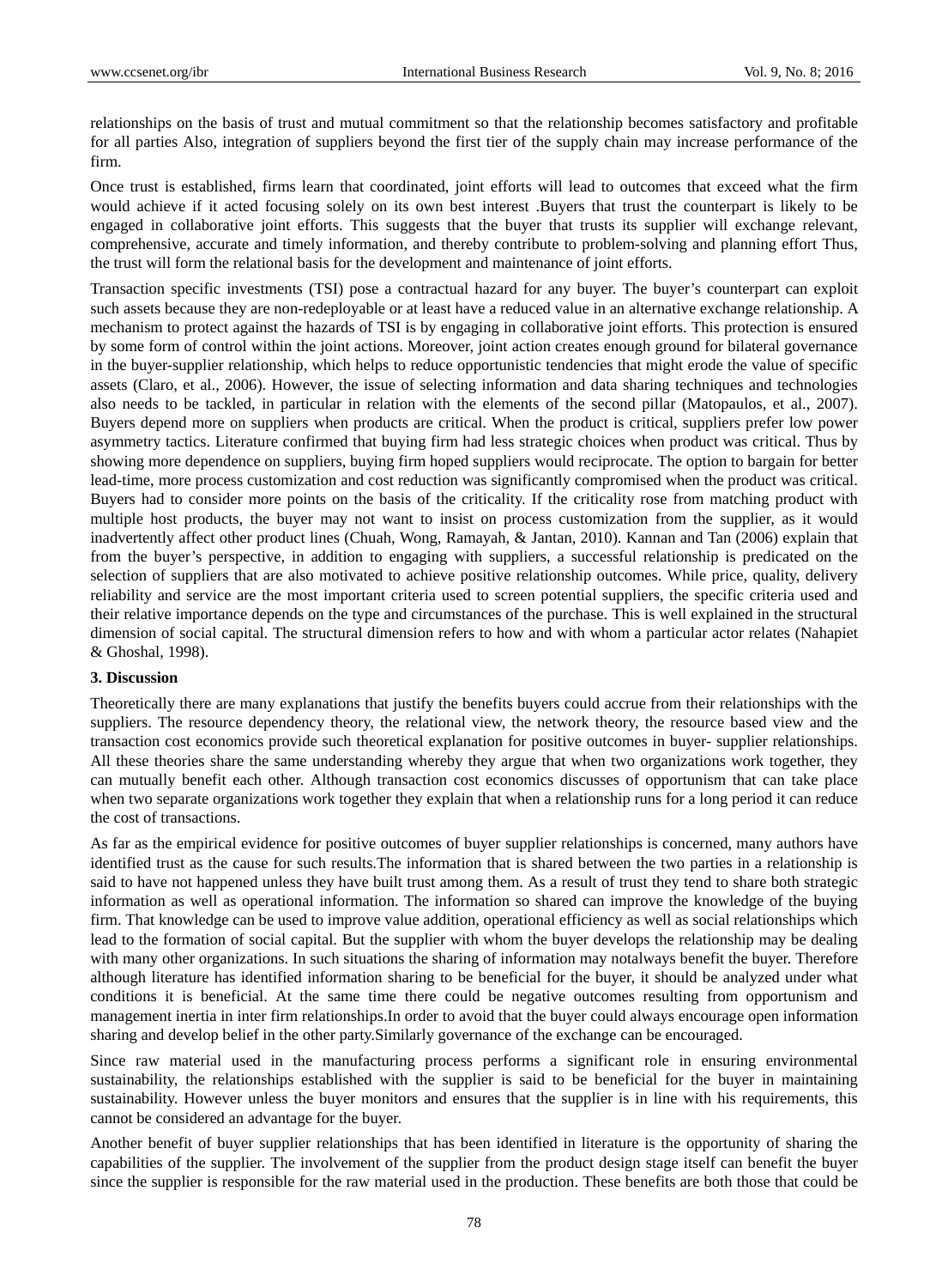relationships on the basis of trust and mutual commitment so that the relationship becomes satisfactory and profitable for all parties Also, integration of suppliers beyond the first tier of the supply chain may increase performance of the firm.

Once trust is established, firms learn that coordinated, joint efforts will lead to outcomes that exceed what the firm would achieve if it acted focusing solely on its own best interest .Buyers that trust the counterpart is likely to be engaged in collaborative joint efforts. This suggests that the buyer that trusts its supplier will exchange relevant, comprehensive, accurate and timely information, and thereby contribute to problem-solving and planning effort Thus, the trust will form the relational basis for the development and maintenance of joint efforts.

Transaction specific investments (TSI) pose a contractual hazard for any buyer. The buyer's counterpart can exploit such assets because they are non-redeployable or at least have a reduced value in an alternative exchange relationship. A mechanism to protect against the hazards of TSI is by engaging in collaborative joint efforts. This protection is ensured by some form of control within the joint actions. Moreover, joint action creates enough ground for bilateral governance in the buyer-supplier relationship, which helps to reduce opportunistic tendencies that might erode the value of specific assets (Claro, et al., 2006). However, the issue of selecting information and data sharing techniques and technologies also needs to be tackled, in particular in relation with the elements of the second pillar (Matopaulos, et al., 2007). Buyers depend more on suppliers when products are critical. When the product is critical, suppliers prefer low power asymmetry tactics. Literature confirmed that buying firm had less strategic choices when product was critical. Thus by showing more dependence on suppliers, buying firm hoped suppliers would reciprocate. The option to bargain for better lead-time, more process customization and cost reduction was significantly compromised when the product was critical. Buyers had to consider more points on the basis of the criticality. If the criticality rose from matching product with multiple host products, the buyer may not want to insist on process customization from the supplier, as it would inadvertently affect other product lines (Chuah, Wong, Ramayah, & Jantan, 2010). Kannan and Tan (2006) explain that from the buyer's perspective, in addition to engaging with suppliers, a successful relationship is predicated on the selection of suppliers that are also motivated to achieve positive relationship outcomes. While price, quality, delivery reliability and service are the most important criteria used to screen potential suppliers, the specific criteria used and their relative importance depends on the type and circumstances of the purchase. This is well explained in the structural dimension of social capital. The structural dimension refers to how and with whom a particular actor relates (Nahapiet & Ghoshal, 1998).

## 3. Discussion

Theoretically there are many explanations that justify the benefits buyers could accrue from their relationships with the suppliers. The resource dependency theory, the relational view, the network theory, the resource based view and the transaction cost economics provide such theoretical explanation for positive outcomes in buyer- supplier relationships. All these theories share the same understanding whereby they argue that when two organizations work together, they can mutually benefit each other. Although transaction cost economics discusses of opportunism that can take place when two separate organizations work together they explain that when a relationship runs for a long period it can reduce the cost of transactions.

As far as the empirical evidence for positive outcomes of buyer supplier relationships is concerned, many authors have identified trust as the cause for such results.The information that is shared between the two parties in a relationship is said to have not happened unless they have built trust among them. As a result of trust they tend to share both strategic information as well as operational information. The information so shared can improve the knowledge of the buying firm. That knowledge can be used to improve value addition, operational efficiency as well as social relationships which lead to the formation of social capital. But the supplier with whom the buyer develops the relationship may be dealing with many other organizations. In such situations the sharing of information may notalways benefit the buyer. Therefore although literature has identified information sharing to be beneficial for the buyer, it should be analyzed under what conditions it is beneficial. At the same time there could be negative outcomes resulting from opportunism and management inertia in inter firm relationships.In order to avoid that the buyer could always encourage open information sharing and develop belief in the other party.Similarly governance of the exchange can be encouraged.

Since raw material used in the manufacturing process performs a significant role in ensuring environmental sustainability, the relationships established with the supplier is said to be beneficial for the buyer in maintaining sustainability. However unless the buyer monitors and ensures that the supplier is in line with his requirements, this cannot be considered an advantage for the buyer.

Another benefit of buyer supplier relationships that has been identified in literature is the opportunity of sharing the capabilities of the supplier. The involvement of the supplier from the product design stage itself can benefit the buyer since the supplier is responsible for the raw material used in the production. These benefits are both those that could be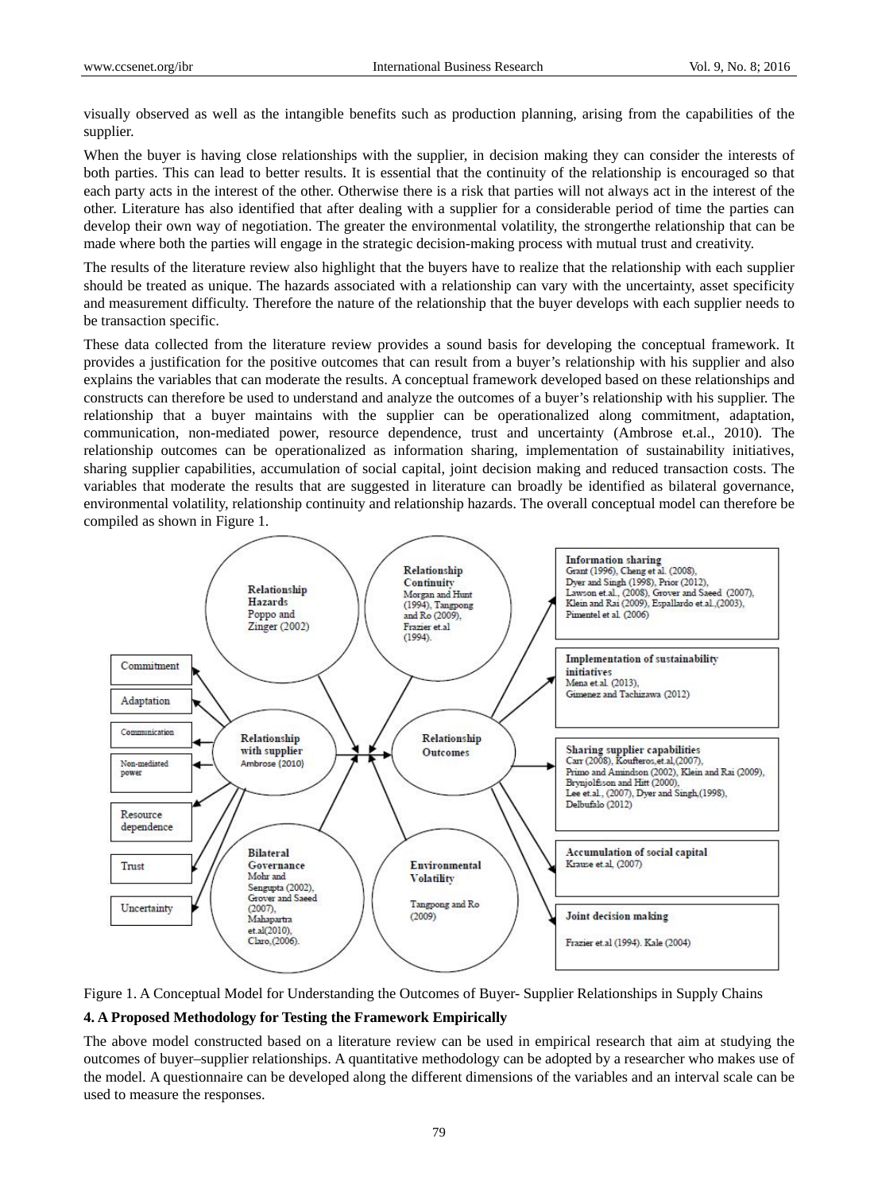visually observed as well as the intangible benefits such as production planning, arising from the capabilities of the supplier.

When the buyer is having close relationships with the supplier, in decision making they can consider the interests of both parties. This can lead to better results. It is essential that the continuity of the relationship is encouraged so that each party acts in the interest of the other. Otherwise there is a risk that parties will not always act in the interest of the other. Literature has also identified that after dealing with a supplier for a considerable period of time the parties can develop their own way of negotiation. The greater the environmental volatility, the strongerthe relationship that can be made where both the parties will engage in the strategic decision-making process with mutual trust and creativity.

The results of the literature review also highlight that the buyers have to realize that the relationship with each supplier should be treated as unique. The hazards associated with a relationship can vary with the uncertainty, asset specificity and measurement difficulty. Therefore the nature of the relationship that the buyer develops with each supplier needs to be transaction specific.

These data collected from the literature review provides a sound basis for developing the conceptual framework. It provides a justification for the positive outcomes that can result from a buyer's relationship with his supplier and also explains the variables that can moderate the results. A conceptual framework developed based on these relationships and constructs can therefore be used to understand and analyze the outcomes of a buyer's relationship with his supplier. The relationship that a buyer maintains with the supplier can be operationalized along commitment, adaptation, communication, non-mediated power, resource dependence, trust and uncertainty (Ambrose et.al., 2010). The relationship outcomes can be operationalized as information sharing, implementation of sustainability initiatives, sharing supplier capabilities, accumulation of social capital, joint decision making and reduced transaction costs. The variables that moderate the results that are suggested in literature can broadly be identified as bilateral governance, environmental volatility, relationship continuity and relationship hazards. The overall conceptual model can therefore be compiled as shown in Figure 1.

Figure 1. A Conceptual Model for Understanding the Outcomes of Buyer- Supplier Relationships in Supply Chains

## 4. A Proposed Methodology for Testing the Framework Empirically

The above model constructed based on a literature review can be used in empirical research that aim at studying the outcomes of buyer–supplier relationships. A quantitative methodology can be adopted by a researcher who makes use of the model. A questionnaire can be developed along the different dimensions of the variables and an interval scale can be used to measure the responses.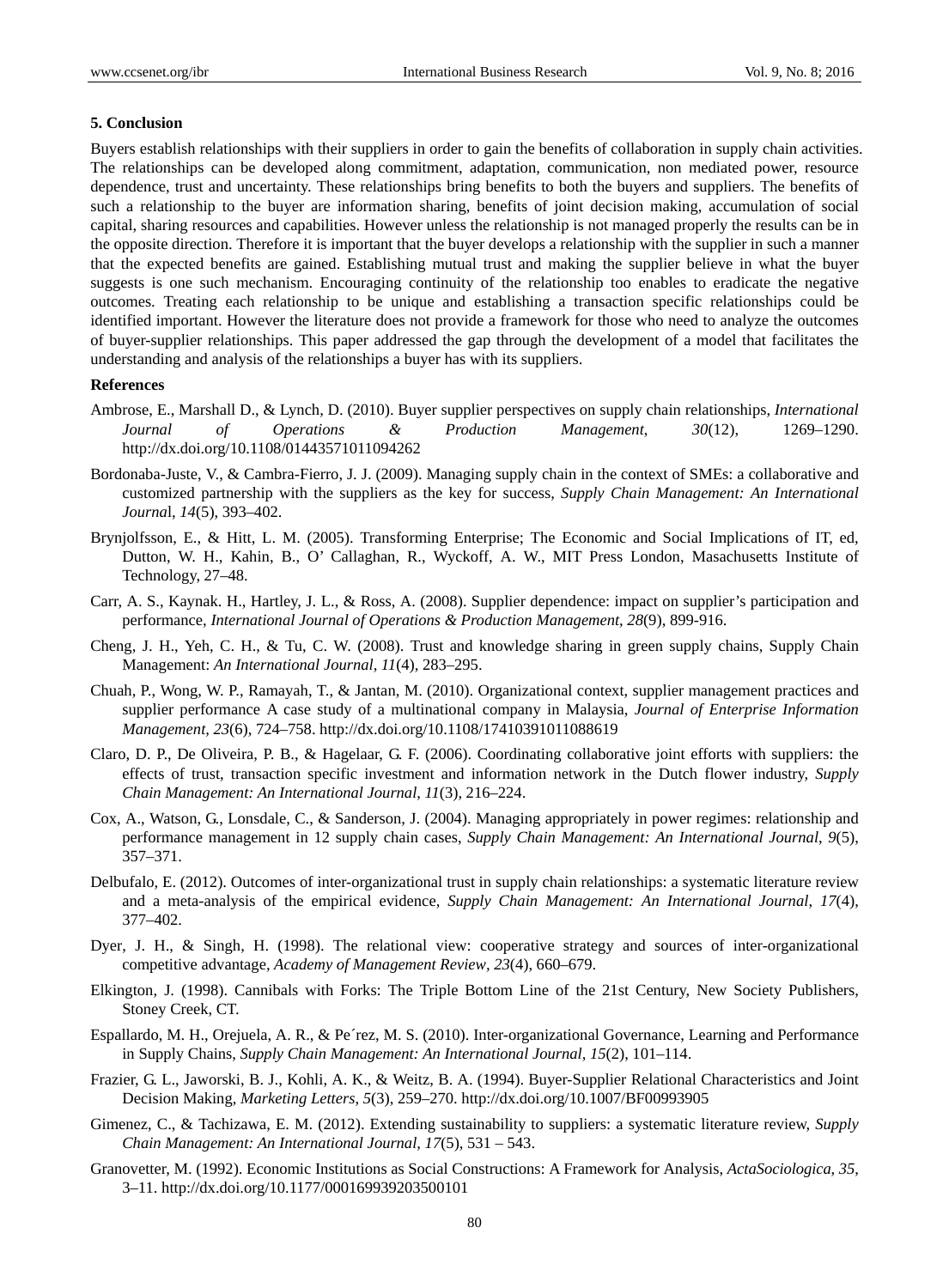### 5. Conclusion

Buyers establish relationships with their suppliers in order to gain the benefits of collaboration in supply chain activities. The relationships can be developed along commitment, adaptation, communication, non mediated power, resource dependence, trust and uncertainty. These relationships bring benefits to both the buyers and suppliers. The benefits of such a relationship to the buyer are information sharing, benefits of joint decision making, accumulation of social capital, sharing resources and capabilities. However unless the relationship is not managed properly the results can be in the opposite direction. Therefore it is important that the buyer develops a relationship with the supplier in such a manner that the expected benefits are gained. Establishing mutual trust and making the supplier believe in what the buyer suggests is one such mechanism. Encouraging continuity of the relationship too enables to eradicate the negative outcomes. Treating each relationship to be unique and establishing a transaction specific relationships could be identified important. However the literature does not provide a framework for those who need to analyze the outcomes of buyer-supplier relationships. This paper addressed the gap through the development of a model that facilitates the understanding and analysis of the relationships a buyer has with its suppliers.

### References

Ambrose, E., Marshall D., & Lynch, D. (2010). Buyer supplier perspectives on supply chain relationships, *International Journal of Operations & Production Management*, *30*(12), 1269–1290. http://dx.doi.org/10.1108/01443571011094262

Bordonaba-Juste, V., & Cambra-Fierro, J. J. (2009). Managing supply chain in the context of SMEs: a collaborative and customized partnership with the suppliers as the key for success, *Supply Chain Management: An International Journa*l, *14*(5), 393–402.

Brynjolfsson, E., & Hitt, L. M. (2005). Transforming Enterprise; The Economic and Social Implications of IT, ed, Dutton, W. H., Kahin, B., O' Callaghan, R., Wyckoff, A. W., MIT Press London, Masachusetts Institute of Technology, 27–48.

Carr, A. S., Kaynak. H., Hartley, J. L., & Ross, A. (2008). Supplier dependence: impact on supplier's participation and performance, *International Journal of Operations & Production Management*, *28*(9), 899-916.

Cheng, J. H., Yeh, C. H., & Tu, C. W. (2008). Trust and knowledge sharing in green supply chains, Supply Chain Management: *An International Journal*, *11*(4), 283–295.

Chuah, P., Wong, W. P., Ramayah, T., & Jantan, M. (2010). Organizational context, supplier management practices and supplier performance A case study of a multinational company in Malaysia, *Journal of Enterprise Information Management*, *23*(6), 724–758. http://dx.doi.org/10.1108/17410391011088619

Claro, D. P., De Oliveira, P. B., & Hagelaar, G. F. (2006). Coordinating collaborative joint efforts with suppliers: the effects of trust, transaction specific investment and information network in the Dutch flower industry, *Supply Chain Management: An International Journal*, *11*(3), 216–224.

Cox, A., Watson, G., Lonsdale, C., & Sanderson, J. (2004). Managing appropriately in power regimes: relationship and performance management in 12 supply chain cases, *Supply Chain Management: An International Journal*, *9*(5), 357–371.

Delbufalo, E. (2012). Outcomes of inter-organizational trust in supply chain relationships: a systematic literature review and a meta-analysis of the empirical evidence, *Supply Chain Management: An International Journal*, *17*(4), 377–402.

Dyer, J. H., & Singh, H. (1998). The relational view: cooperative strategy and sources of inter-organizational competitive advantage, *Academy of Management Review*, *23*(4), 660–679.

Elkington, J. (1998). Cannibals with Forks: The Triple Bottom Line of the 21st Century, New Society Publishers, Stoney Creek, CT.

Espallardo, M. H., Orejuela, A. R., & Pe´rez, M. S. (2010). Inter-organizational Governance, Learning and Performance in Supply Chains, *Supply Chain Management: An International Journal*, *15*(2), 101–114.

Frazier, G. L., Jaworski, B. J., Kohli, A. K., & Weitz, B. A. (1994). Buyer-Supplier Relational Characteristics and Joint Decision Making, *Marketing Letters*, *5*(3), 259–270. http://dx.doi.org/10.1007/BF00993905

Gimenez, C., & Tachizawa, E. M. (2012). Extending sustainability to suppliers: a systematic literature review, *Supply Chain Management: An International Journal*, *17*(5), 531 – 543.

Granovetter, M. (1992). Economic Institutions as Social Constructions: A Framework for Analysis, *ActaSociologica*, *35*, 3–11. http://dx.doi.org/10.1177/000169939203500101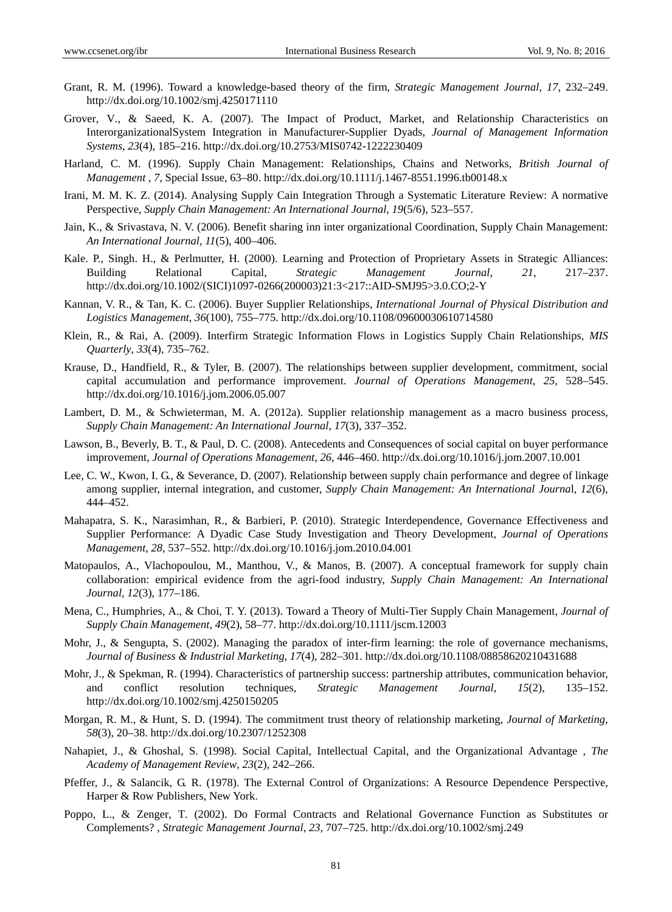Grant, R. M. (1996). Toward a knowledge-based theory of the firm, *Strategic Management Journal, 17*, 232–249. http://dx.doi.org/10.1002/smj.4250171110

Grover, V., & Saeed, K. A. (2007). The Impact of Product, Market, and Relationship Characteristics on InterorganizationalSystem Integration in Manufacturer-Supplier Dyads, *Journal of Management Information Systems*, *23*(4), 185–216. http://dx.doi.org/10.2753/MIS0742-1222230409

Harland, C. M. (1996). Supply Chain Management: Relationships, Chains and Networks, *British Journal of Management , 7*, Special Issue, 63–80. http://dx.doi.org/10.1111/j.1467-8551.1996.tb00148.x

Irani, M. M. K. Z. (2014). Analysing Supply Cain Integration Through a Systematic Literature Review: A normative Perspective, *Supply Chain Management: An International Journal*, *19*(5/6), 523–557.

Jain, K., & Srivastava, N. V. (2006). Benefit sharing inn inter organizational Coordination, Supply Chain Management: *An International Journal*, *11*(5), 400–406.

Kale. P., Singh. H., & Perlmutter, H. (2000). Learning and Protection of Proprietary Assets in Strategic Alliances: Building Relational Capital, *Strategic Management Journal, 21*, 217–237. http://dx.doi.org/10.1002/(SICI)1097-0266(200003)21:3<217::AID-SMJ95>3.0.CO;2-Y

Kannan, V. R., & Tan, K. C. (2006). Buyer Supplier Relationships, *International Journal of Physical Distribution and Logistics Management*, *36*(100), 755–775. http://dx.doi.org/10.1108/09600030610714580

Klein, R., & Rai, A. (2009). Interfirm Strategic Information Flows in Logistics Supply Chain Relationships, *MIS Quarterly*, *33*(4), 735–762.

Krause, D., Handfield, R., & Tyler, B. (2007). The relationships between supplier development, commitment, social capital accumulation and performance improvement. *Journal of Operations Management*, *25*, 528–545. http://dx.doi.org/10.1016/j.jom.2006.05.007

Lambert, D. M., & Schwieterman, M. A. (2012a). Supplier relationship management as a macro business process, *Supply Chain Management: An International Journal*, *17*(3), 337–352.

Lawson, B., Beverly, B. T., & Paul, D. C. (2008). Antecedents and Consequences of social capital on buyer performance improvement, *Journal of Operations Management, 26*, 446–460. http://dx.doi.org/10.1016/j.jom.2007.10.001

Lee, C. W., Kwon, I. G., & Severance, D. (2007). Relationship between supply chain performance and degree of linkage among supplier, internal integration, and customer, *Supply Chain Management: An International Journa*l, *12*(6), 444–452.

Mahapatra, S. K., Narasimhan, R., & Barbieri, P. (2010). Strategic Interdependence, Governance Effectiveness and Supplier Performance: A Dyadic Case Study Investigation and Theory Development, *Journal of Operations Management, 28*, 537–552. http://dx.doi.org/10.1016/j.jom.2010.04.001

Matopaulos, A., Vlachopoulou, M., Manthou, V., & Manos, B. (2007). A conceptual framework for supply chain collaboration: empirical evidence from the agri-food industry, *Supply Chain Management: An International Journal, 12*(3), 177–186.

Mena, C., Humphries, A., & Choi, T. Y. (2013). Toward a Theory of Multi-Tier Supply Chain Management, *Journal of Supply Chain Management, 49*(2), 58–77. http://dx.doi.org/10.1111/jscm.12003

Mohr, J., & Sengupta, S. (2002). Managing the paradox of inter-firm learning: the role of governance mechanisms, *Journal of Business & Industrial Marketing*, *17*(4), 282–301. http://dx.doi.org/10.1108/08858620210431688

Mohr, J., & Spekman, R. (1994). Characteristics of partnership success: partnership attributes, communication behavior, and conflict resolution techniques, *Strategic Management Journal*, *15*(2), 135–152. http://dx.doi.org/10.1002/smj.4250150205

Morgan, R. M., & Hunt, S. D. (1994). The commitment trust theory of relationship marketing, *Journal of Marketing*, *58*(3), 20–38. http://dx.doi.org/10.2307/1252308

Nahapiet, J., & Ghoshal, S. (1998). Social Capital, Intellectual Capital, and the Organizational Advantage , *The Academy of Management Review*, *23*(2), 242–266.

Pfeffer, J., & Salancik, G. R. (1978). The External Control of Organizations: A Resource Dependence Perspective, Harper & Row Publishers, New York.

Poppo, L., & Zenger, T. (2002). Do Formal Contracts and Relational Governance Function as Substitutes or Complements? , *Strategic Management Journal, 23*, 707–725. http://dx.doi.org/10.1002/smj.249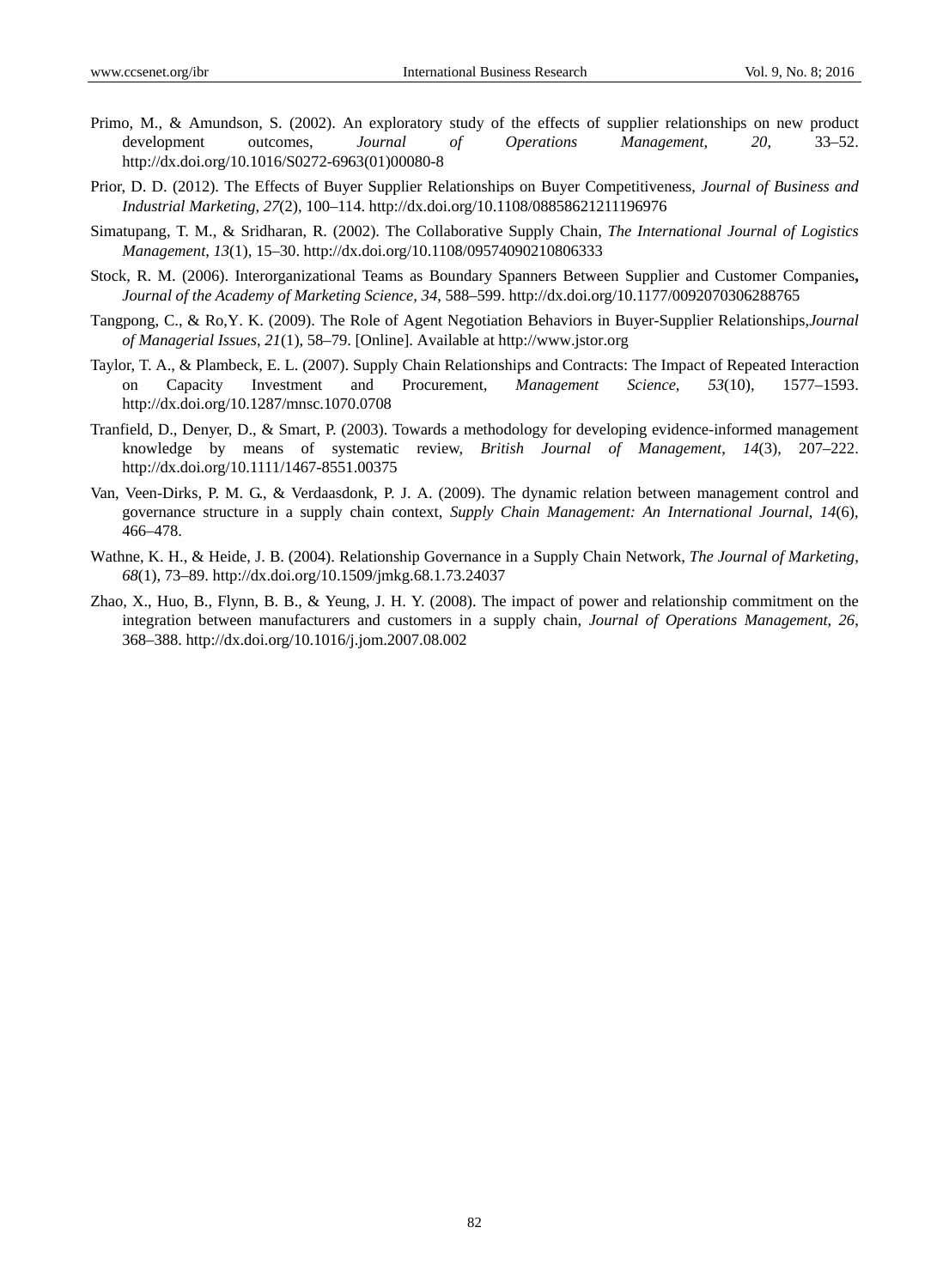Primo, M., & Amundson, S. (2002). An exploratory study of the effects of supplier relationships on new product development outcomes, *Journal of Operations Management*, *20*, 33–52. http://dx.doi.org/10.1016/S0272-6963(01)00080-8

Prior, D. D. (2012). The Effects of Buyer Supplier Relationships on Buyer Competitiveness, *Journal of Business and Industrial Marketing*, *27*(2), 100–114. http://dx.doi.org/10.1108/08858621211196976

Simatupang, T. M., & Sridharan, R. (2002). The Collaborative Supply Chain, *The International Journal of Logistics Management*, *13*(1), 15–30. http://dx.doi.org/10.1108/09574090210806333

Stock, R. M. (2006). Interorganizational Teams as Boundary Spanners Between Supplier and Customer Companies**,** *Journal of the Academy of Marketing Science*, *34*, 588–599. http://dx.doi.org/10.1177/0092070306288765

Tangpong, C., & Ro,Y. K. (2009). The Role of Agent Negotiation Behaviors in Buyer-Supplier Relationships,*Journal of Managerial Issues*, *21*(1), 58–79. [Online]. Available at http://www.jstor.org

Taylor, T. A., & Plambeck, E. L. (2007). Supply Chain Relationships and Contracts: The Impact of Repeated Interaction on Capacity Investment and Procurement, *Management Science*, *53*(10), 1577–1593. http://dx.doi.org/10.1287/mnsc.1070.0708

Tranfield, D., Denyer, D., & Smart, P. (2003). Towards a methodology for developing evidence-informed management knowledge by means of systematic review, *British Journal of Management*, *14*(3), 207–222. http://dx.doi.org/10.1111/1467-8551.00375

Van, Veen-Dirks, P. M. G., & Verdaasdonk, P. J. A. (2009). The dynamic relation between management control and governance structure in a supply chain context, *Supply Chain Management: An International Journal*, *14*(6), 466–478.

Wathne, K. H., & Heide, J. B. (2004). Relationship Governance in a Supply Chain Network, *The Journal of Marketing*, *68*(1), 73–89. http://dx.doi.org/10.1509/jmkg.68.1.73.24037

Zhao, X., Huo, B., Flynn, B. B., & Yeung, J. H. Y. (2008). The impact of power and relationship commitment on the integration between manufacturers and customers in a supply chain, *Journal of Operations Management*, *26*, 368–388. http://dx.doi.org/10.1016/j.jom.2007.08.002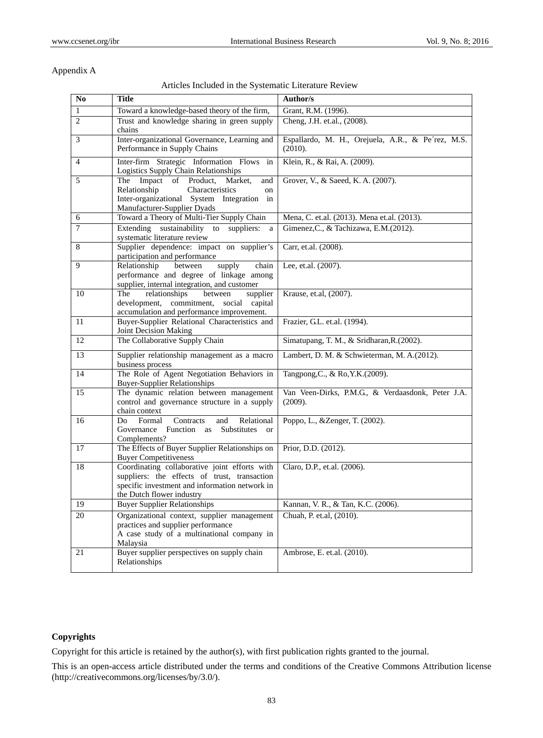Appendix A

Articles Included in the Systematic Literature Review

| No | Title | Author/s |
|---|---|---|
| 1 | Toward a knowledge-based theory of the firm, | Grant, R.M. (1996). |
| 2 | Trust and knowledge sharing in green supply chains | Cheng, J.H. et.al., (2008). |
| 3 | Inter-organizational Governance, Learning and Performance in Supply Chains | Espallardo, M. H., Orejuela, A.R., & Pe´rez, M.S. (2010). |
| 4 | Inter-firm Strategic Information Flows in Logistics Supply Chain Relationships | Klein, R., & Rai, A. (2009). |
| 5 | The Impact of Product, Market, and Relationship Characteristics on Inter-organizational System Integration in Manufacturer-Supplier Dyads | Grover, V., & Saeed, K. A. (2007). |
| 6 | Toward a Theory of Multi-Tier Supply Chain | Mena, C. et.al. (2013). Mena et.al. (2013). |
| 7 | Extending sustainability to suppliers: a systematic literature review | Gimenez,C., & Tachizawa, E.M.(2012). |
| 8 | Supplier dependence: impact on supplier's participation and performance | Carr, et.al. (2008). |
| 9 | Relationship between supply chain performance and degree of linkage among supplier, internal integration, and customer | Lee, et.al. (2007). |
| 10 | The relationships between supplier development, commitment, social capital accumulation and performance improvement. | Krause, et.al, (2007). |
| 11 | Buyer-Supplier Relational Characteristics and Joint Decision Making | Frazier, G.L. et.al. (1994). |
| 12 | The Collaborative Supply Chain | Simatupang, T. M., & Sridharan,R.(2002). |
| 13 | Supplier relationship management as a macro business process | Lambert, D. M. & Schwieterman, M. A.(2012). |
| 14 | The Role of Agent Negotiation Behaviors in Buyer-Supplier Relationships | Tangpong,C., & Ro,Y.K.(2009). |
| 15 | The dynamic relation between management control and governance structure in a supply chain context | Van Veen-Dirks, P.M.G., & Verdaasdonk, Peter J.A. (2009). |
| 16 | Do Formal Contracts and Relational Governance Function as Substitutes or Complements? | Poppo, L., &Zenger, T. (2002). |
| 17 | The Effects of Buyer Supplier Relationships on Buyer Competitiveness | Prior, D.D. (2012). |
| 18 | Coordinating collaborative joint efforts with suppliers: the effects of trust, transaction specific investment and information network in the Dutch flower industry | Claro, D.P., et.al. (2006). |
| 19 | Buyer Supplier Relationships | Kannan, V. R., & Tan, K.C. (2006). |
| 20 | Organizational context, supplier management practices and supplier performance A case study of a multinational company in Malaysia | Chuah, P. et.al, (2010). |
| 21 | Buyer supplier perspectives on supply chain Relationships | Ambrose, E. et.al. (2010). |

**Copyrights**

Copyright for this article is retained by the author(s), with first publication rights granted to the journal.

This is an open-access article distributed under the terms and conditions of the Creative Commons Attribution license (http://creativecommons.org/licenses/by/3.0/).